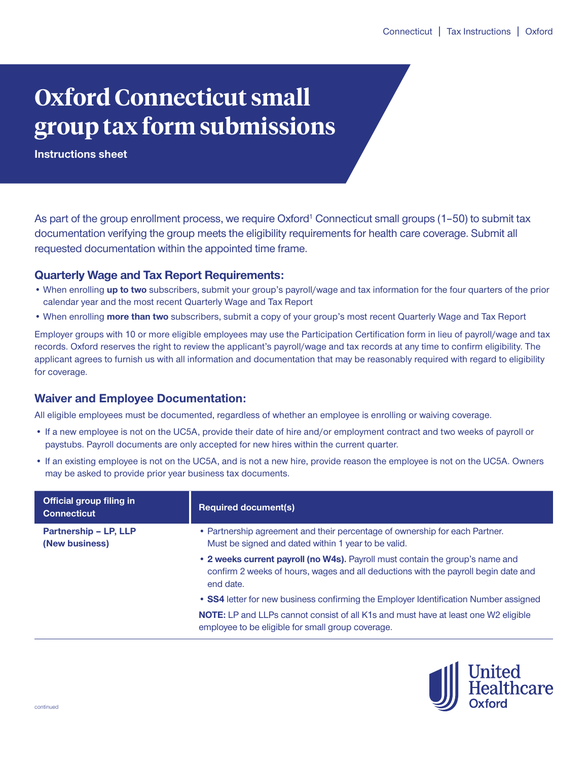# Oxford Connecticut small group tax form submissions

**Instructions sheet**

As part of the group enrollment process, we require Oxford[1] Connecticut small groups (1–50) to submit tax documentation verifying the group meets the eligibility requirements for health care coverage. Submit all requested documentation within the appointed time frame.

## Quarterly Wage and Tax Report Requirements:

- When enrolling **up to two** subscribers, submit your group's payroll/wage and tax information for the four quarters of the prior calendar year and the most recent Quarterly Wage and Tax Report
- When enrolling **more than two** subscribers, submit a copy of your group's most recent Quarterly Wage and Tax Report

Employer groups with 10 or more eligible employees may use the Participation Certification form in lieu of payroll/wage and tax records. Oxford reserves the right to review the applicant's payroll/wage and tax records at any time to confirm eligibility. The applicant agrees to furnish us with all information and documentation that may be reasonably required with regard to eligibility for coverage.

## Waiver and Employee Documentation:

All eligible employees must be documented, regardless of whether an employee is enrolling or waiving coverage.

- If a new employee is not on the UC5A, provide their date of hire and/or employment contract and two weeks of payroll or paystubs. Payroll documents are only accepted for new hires within the current quarter.
- If an existing employee is not on the UC5A, and is not a new hire, provide reason the employee is not on the UC5A. Owners may be asked to provide prior year business tax documents.

| Official group filing in Connecticut | Required document(s) |
|---|---|
| **Partnership – LP, LLP (New business)** | • Partnership agreement and their percentage of ownership for each Partner. Must be signed and dated within 1 year to be valid.<br>• **2 weeks current payroll (no W4s).** Payroll must contain the group's name and confirm 2 weeks of hours, wages and all deductions with the payroll begin date and end date.<br>• **SS4** letter for new business confirming the Employer Identification Number assigned<br>**NOTE:** LP and LLPs cannot consist of all K1s and must have at least one W2 eligible employee to be eligible for small group coverage. |

continued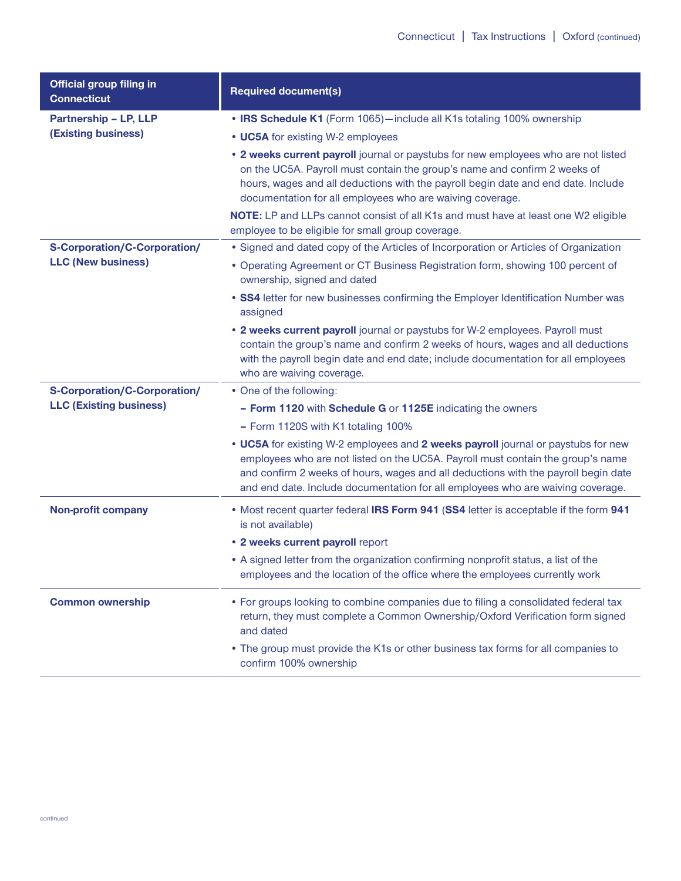| Official group filing in Connecticut | Required document(s) |
|---|---|
| **Partnership – LP, LLP (Existing business)** | • **IRS Schedule K1** (Form 1065)—include all K1s totaling 100% ownership<br>• **UC5A** for existing W-2 employees<br>• **2 weeks current payroll** journal or paystubs for new employees who are not listed on the UC5A. Payroll must contain the group's name and confirm 2 weeks of hours, wages and all deductions with the payroll begin date and end date. Include documentation for all employees who are waiving coverage.<br>**NOTE:** LP and LLPs cannot consist of all K1s and must have at least one W2 eligible employee to be eligible for small group coverage. |
| **S-Corporation/C-Corporation/ LLC (New business)** | • Signed and dated copy of the Articles of Incorporation or Articles of Organization<br>• Operating Agreement or CT Business Registration form, showing 100 percent of ownership, signed and dated<br>• **SS4** letter for new businesses confirming the Employer Identification Number was assigned<br>• **2 weeks current payroll** journal or paystubs for W-2 employees. Payroll must contain the group's name and confirm 2 weeks of hours, wages and all deductions with the payroll begin date and end date; include documentation for all employees who are waiving coverage. |
| **S-Corporation/C-Corporation/ LLC (Existing business)** | • One of the following:<br>– **Form 1120** with **Schedule G** or **1125E** indicating the owners<br>– Form 1120S with K1 totaling 100%<br>• **UC5A** for existing W-2 employees and **2 weeks payroll** journal or paystubs for new employees who are not listed on the UC5A. Payroll must contain the group's name and confirm 2 weeks of hours, wages and all deductions with the payroll begin date and end date. Include documentation for all employees who are waiving coverage. |
| **Non-profit company** | • Most recent quarter federal **IRS Form 941** (**SS4** letter is acceptable if the form **941** is not available)<br>• **2 weeks current payroll** report<br>• A signed letter from the organization confirming nonprofit status, a list of the employees and the location of the office where the employees currently work |
| **Common ownership** | • For groups looking to combine companies due to filing a consolidated federal tax return, they must complete a Common Ownership/Oxford Verification form signed and dated<br>• The group must provide the K1s or other business tax forms for all companies to confirm 100% ownership |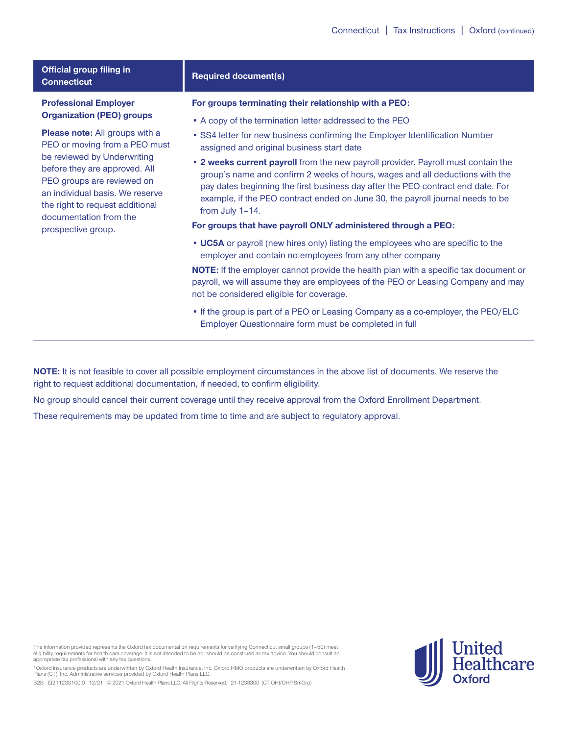| Official group filing in Connecticut | Required document(s) |
| --- | --- |
| **Professional Employer Organization (PEO) groups**<br><br>**Please note:** All groups with a PEO or moving from a PEO must be reviewed by Underwriting before they are approved. All PEO groups are reviewed on an individual basis. We reserve the right to request additional documentation from the prospective group. | **For groups terminating their relationship with a PEO:**<br>• A copy of the termination letter addressed to the PEO<br>• SS4 letter for new business confirming the Employer Identification Number assigned and original business start date<br>• **2 weeks current payroll** from the new payroll provider. Payroll must contain the group's name and confirm 2 weeks of hours, wages and all deductions with the pay dates beginning the first business day after the PEO contract end date. For example, if the PEO contract ended on June 30, the payroll journal needs to be from July 1–14.<br>**For groups that have payroll ONLY administered through a PEO:**<br>• **UC5A** or payroll (new hires only) listing the employees who are specific to the employer and contain no employees from any other company<br>**NOTE:** If the employer cannot provide the health plan with a specific tax document or payroll, we will assume they are employees of the PEO or Leasing Company and may not be considered eligible for coverage.<br>• If the group is part of a PEO or Leasing Company as a co-employer, the PEO/ELC Employer Questionnaire form must be completed in full |

**NOTE:** It is not feasible to cover all possible employment circumstances in the above list of documents. We reserve the right to request additional documentation, if needed, to confirm eligibility.

No group should cancel their current coverage until they receive approval from the Oxford Enrollment Department.

These requirements may be updated from time to time and are subject to regulatory approval.

The information provided represents the Oxford tax documentation requirements for verifying Connecticut small groups (1–50) meet eligibility requirements for health care coverage. It is not intended to be nor should be construed as tax advice. You should consult an appropriate tax professional with any tax questions.

[1] Oxford insurance products are underwritten by Oxford Health Insurance, Inc. Oxford HMO products are underwritten by Oxford Health Plans (CT), Inc. Administrative services provided by Oxford Health Plans LLC.

B2B EI211233100.0 12/21 © 2021 Oxford Health Plans LLC. All Rights Reserved. 21-1233300 (CT OHI/OHP SmGrp)

United Healthcare Oxford